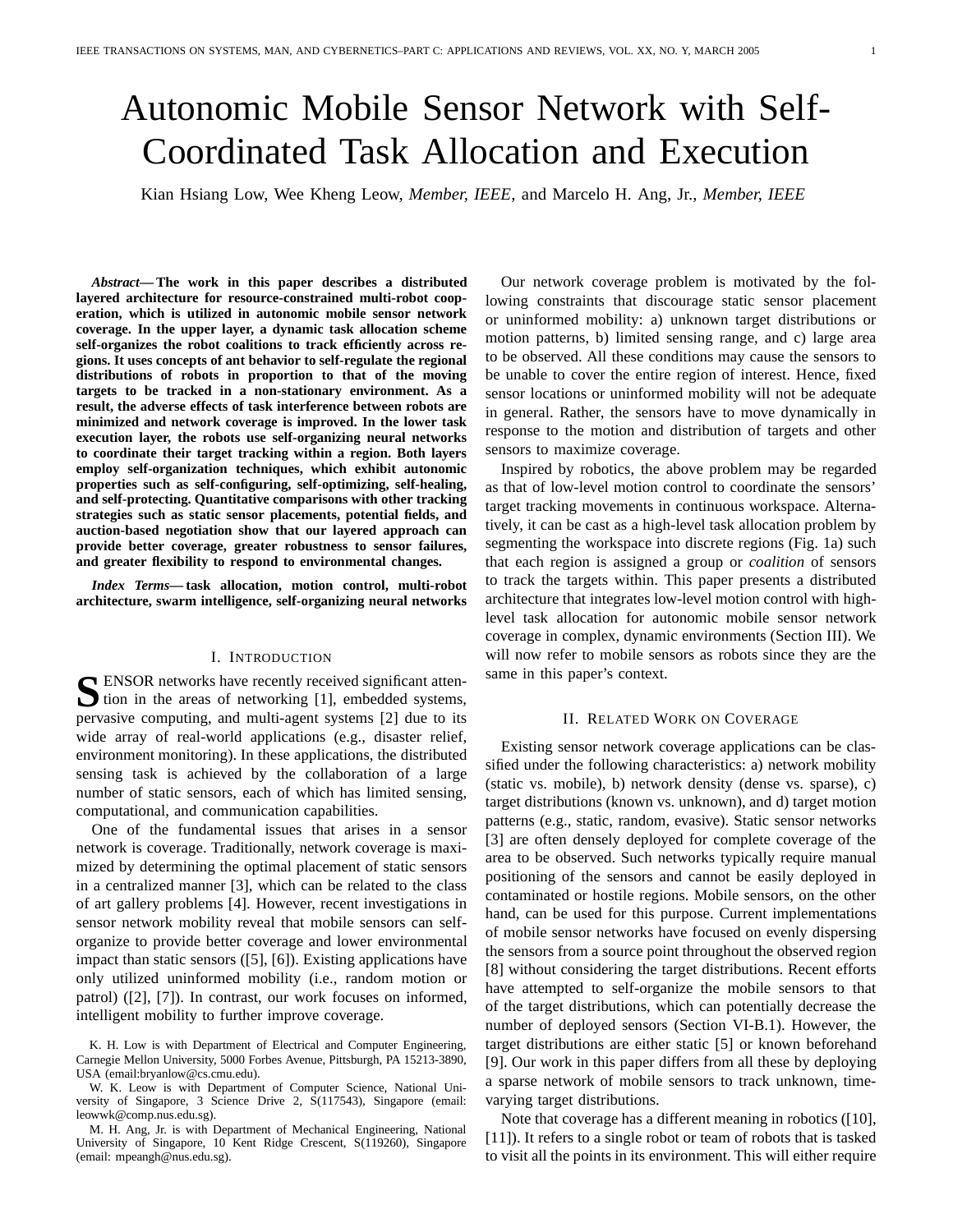# Autonomic Mobile Sensor Network with Self-Coordinated Task Allocation and Execution

Kian Hsiang Low, Wee Kheng Leow, *Member, IEEE*, and Marcelo H. Ang, Jr., *Member, IEEE*

***Abstract*— The work in this paper describes a distributed layered architecture for resource-constrained multi-robot cooperation, which is utilized in autonomic mobile sensor network coverage. In the upper layer, a dynamic task allocation scheme self-organizes the robot coalitions to track efficiently across regions. It uses concepts of ant behavior to self-regulate the regional distributions of robots in proportion to that of the moving targets to be tracked in a non-stationary environment. As a result, the adverse effects of task interference between robots are minimized and network coverage is improved. In the lower task execution layer, the robots use self-organizing neural networks to coordinate their target tracking within a region. Both layers employ self-organization techniques, which exhibit autonomic properties such as self-configuring, self-optimizing, self-healing, and self-protecting. Quantitative comparisons with other tracking strategies such as static sensor placements, potential fields, and auction-based negotiation show that our layered approach can provide better coverage, greater robustness to sensor failures, and greater flexibility to respond to environmental changes.**

***Index Terms*— task allocation, motion control, multi-robot architecture, swarm intelligence, self-organizing neural networks**

## I. Introduction

Sensor networks have recently received significant attention in the areas of networking [1], embedded systems, pervasive computing, and multi-agent systems [2] due to its wide array of real-world applications (e.g., disaster relief, environment monitoring). In these applications, the distributed sensing task is achieved by the collaboration of a large number of static sensors, each of which has limited sensing, computational, and communication capabilities.

One of the fundamental issues that arises in a sensor network is coverage. Traditionally, network coverage is maximized by determining the optimal placement of static sensors in a centralized manner [3], which can be related to the class of art gallery problems [4]. However, recent investigations in sensor network mobility reveal that mobile sensors can self-organize to provide better coverage and lower environmental impact than static sensors ([5], [6]). Existing applications have only utilized uninformed mobility (i.e., random motion or patrol) ([2], [7]). In contrast, our work focuses on informed, intelligent mobility to further improve coverage.

K. H. Low is with Department of Electrical and Computer Engineering, Carnegie Mellon University, 5000 Forbes Avenue, Pittsburgh, PA 15213-3890, USA (email:bryanlow@cs.cmu.edu).

W. K. Leow is with Department of Computer Science, National University of Singapore, 3 Science Drive 2, S(117543), Singapore (email: leowwk@comp.nus.edu.sg).

M. H. Ang, Jr. is with Department of Mechanical Engineering, National University of Singapore, 10 Kent Ridge Crescent, S(119260), Singapore (email: mpeangh@nus.edu.sg).

Our network coverage problem is motivated by the following constraints that discourage static sensor placement or uninformed mobility: a) unknown target distributions or motion patterns, b) limited sensing range, and c) large area to be observed. All these conditions may cause the sensors to be unable to cover the entire region of interest. Hence, fixed sensor locations or uninformed mobility will not be adequate in general. Rather, the sensors have to move dynamically in response to the motion and distribution of targets and other sensors to maximize coverage.

Inspired by robotics, the above problem may be regarded as that of low-level motion control to coordinate the sensors' target tracking movements in continuous workspace. Alternatively, it can be cast as a high-level task allocation problem by segmenting the workspace into discrete regions (Fig. 1a) such that each region is assigned a group or *coalition* of sensors to track the targets within. This paper presents a distributed architecture that integrates low-level motion control with high-level task allocation for autonomic mobile sensor network coverage in complex, dynamic environments (Section III). We will now refer to mobile sensors as robots since they are the same in this paper's context.

## II. Related Work on Coverage

Existing sensor network coverage applications can be classified under the following characteristics: a) network mobility (static vs. mobile), b) network density (dense vs. sparse), c) target distributions (known vs. unknown), and d) target motion patterns (e.g., static, random, evasive). Static sensor networks [3] are often densely deployed for complete coverage of the area to be observed. Such networks typically require manual positioning of the sensors and cannot be easily deployed in contaminated or hostile regions. Mobile sensors, on the other hand, can be used for this purpose. Current implementations of mobile sensor networks have focused on evenly dispersing the sensors from a source point throughout the observed region [8] without considering the target distributions. Recent efforts have attempted to self-organize the mobile sensors to that of the target distributions, which can potentially decrease the number of deployed sensors (Section VI-B.1). However, the target distributions are either static [5] or known beforehand [9]. Our work in this paper differs from all these by deploying a sparse network of mobile sensors to track unknown, time-varying target distributions.

Note that coverage has a different meaning in robotics ([10], [11]). It refers to a single robot or team of robots that is tasked to visit all the points in its environment. This will either require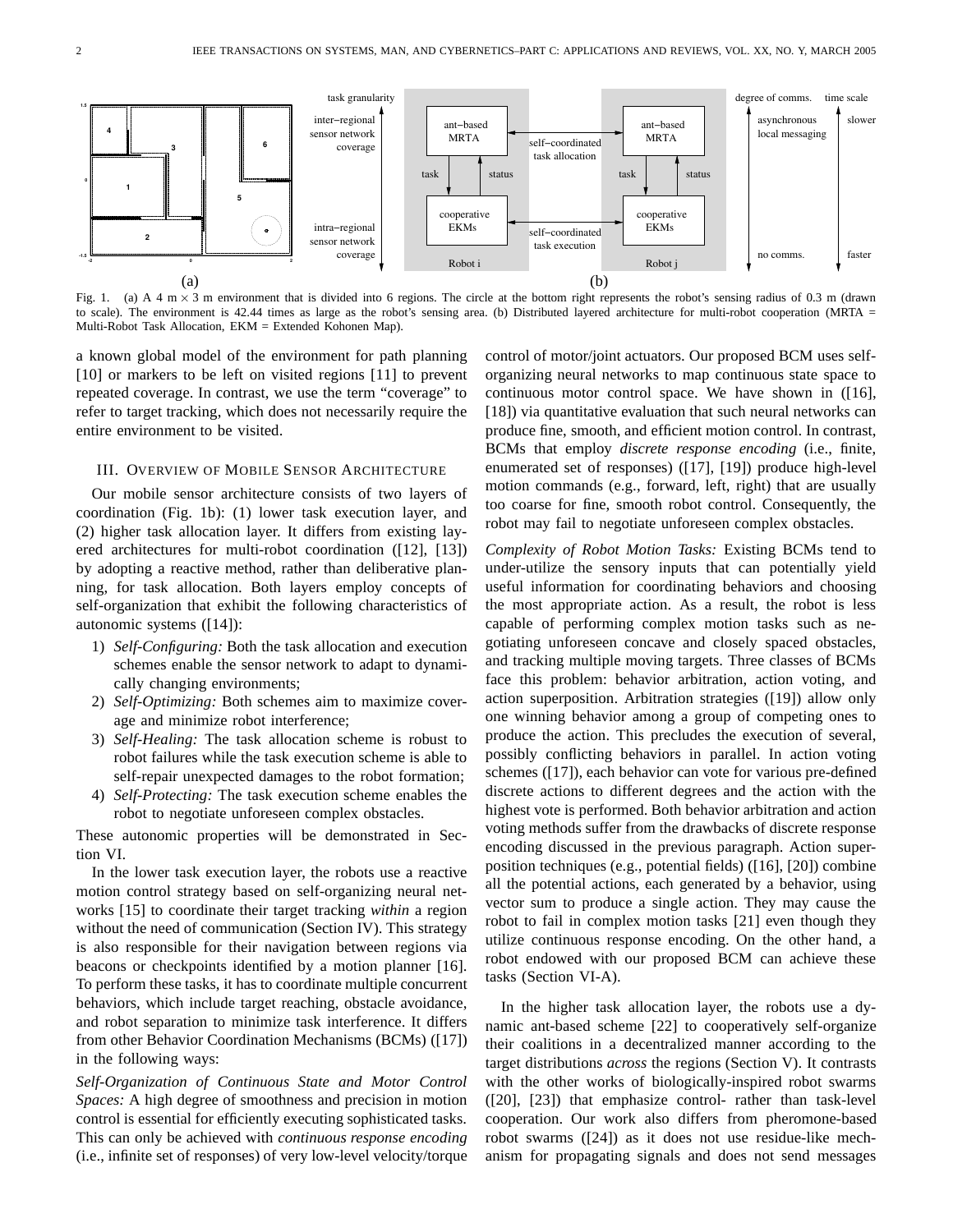Fig. 1. (a) A 4 m × 3 m environment that is divided into 6 regions. The circle at the bottom right represents the robot's sensing radius of 0.3 m (drawn to scale). The environment is 42.44 times as large as the robot's sensing area. (b) Distributed layered architecture for multi-robot cooperation (MRTA = Multi-Robot Task Allocation, EKM = Extended Kohonen Map).

a known global model of the environment for path planning [10] or markers to be left on visited regions [11] to prevent repeated coverage. In contrast, we use the term "coverage" to refer to target tracking, which does not necessarily require the entire environment to be visited.

## III. Overview of Mobile Sensor Architecture

Our mobile sensor architecture consists of two layers of coordination (Fig. 1b): (1) lower task execution layer, and (2) higher task allocation layer. It differs from existing layered architectures for multi-robot coordination ([12], [13]) by adopting a reactive method, rather than deliberative planning, for task allocation. Both layers employ concepts of self-organization that exhibit the following characteristics of autonomic systems ([14]):

1) *Self-Configuring:* Both the task allocation and execution schemes enable the sensor network to adapt to dynamically changing environments;
2) *Self-Optimizing:* Both schemes aim to maximize coverage and minimize robot interference;
3) *Self-Healing:* The task allocation scheme is robust to robot failures while the task execution scheme is able to self-repair unexpected damages to the robot formation;
4) *Self-Protecting:* The task execution scheme enables the robot to negotiate unforeseen complex obstacles.

These autonomic properties will be demonstrated in Section VI.

In the lower task execution layer, the robots use a reactive motion control strategy based on self-organizing neural networks [15] to coordinate their target tracking *within* a region without the need of communication (Section IV). This strategy is also responsible for their navigation between regions via beacons or checkpoints identified by a motion planner [16]. To perform these tasks, it has to coordinate multiple concurrent behaviors, which include target reaching, obstacle avoidance, and robot separation to minimize task interference. It differs from other Behavior Coordination Mechanisms (BCMs) ([17]) in the following ways:

*Self-Organization of Continuous State and Motor Control Spaces:* A high degree of smoothness and precision in motion control is essential for efficiently executing sophisticated tasks. This can only be achieved with *continuous response encoding* (i.e., infinite set of responses) of very low-level velocity/torque control of motor/joint actuators. Our proposed BCM uses self-organizing neural networks to map continuous state space to continuous motor control space. We have shown in ([16], [18]) via quantitative evaluation that such neural networks can produce fine, smooth, and efficient motion control. In contrast, BCMs that employ *discrete response encoding* (i.e., finite, enumerated set of responses) ([17], [19]) produce high-level motion commands (e.g., forward, left, right) that are usually too coarse for fine, smooth robot control. Consequently, the robot may fail to negotiate unforeseen complex obstacles.

*Complexity of Robot Motion Tasks:* Existing BCMs tend to under-utilize the sensory inputs that can potentially yield useful information for coordinating behaviors and choosing the most appropriate action. As a result, the robot is less capable of performing complex motion tasks such as negotiating unforeseen concave and closely spaced obstacles, and tracking multiple moving targets. Three classes of BCMs face this problem: behavior arbitration, action voting, and action superposition. Arbitration strategies ([19]) allow only one winning behavior among a group of competing ones to produce the action. This precludes the execution of several, possibly conflicting behaviors in parallel. In action voting schemes ([17]), each behavior can vote for various pre-defined discrete actions to different degrees and the action with the highest vote is performed. Both behavior arbitration and action voting methods suffer from the drawbacks of discrete response encoding discussed in the previous paragraph. Action superposition techniques (e.g., potential fields) ([16], [20]) combine all the potential actions, each generated by a behavior, using vector sum to produce a single action. They may cause the robot to fail in complex motion tasks [21] even though they utilize continuous response encoding. On the other hand, a robot endowed with our proposed BCM can achieve these tasks (Section VI-A).

In the higher task allocation layer, the robots use a dynamic ant-based scheme [22] to cooperatively self-organize their coalitions in a decentralized manner according to the target distributions *across* the regions (Section V). It contrasts with the other works of biologically-inspired robot swarms ([20], [23]) that emphasize control- rather than task-level cooperation. Our work also differs from pheromone-based robot swarms ([24]) as it does not use residue-like mechanism for propagating signals and does not send messages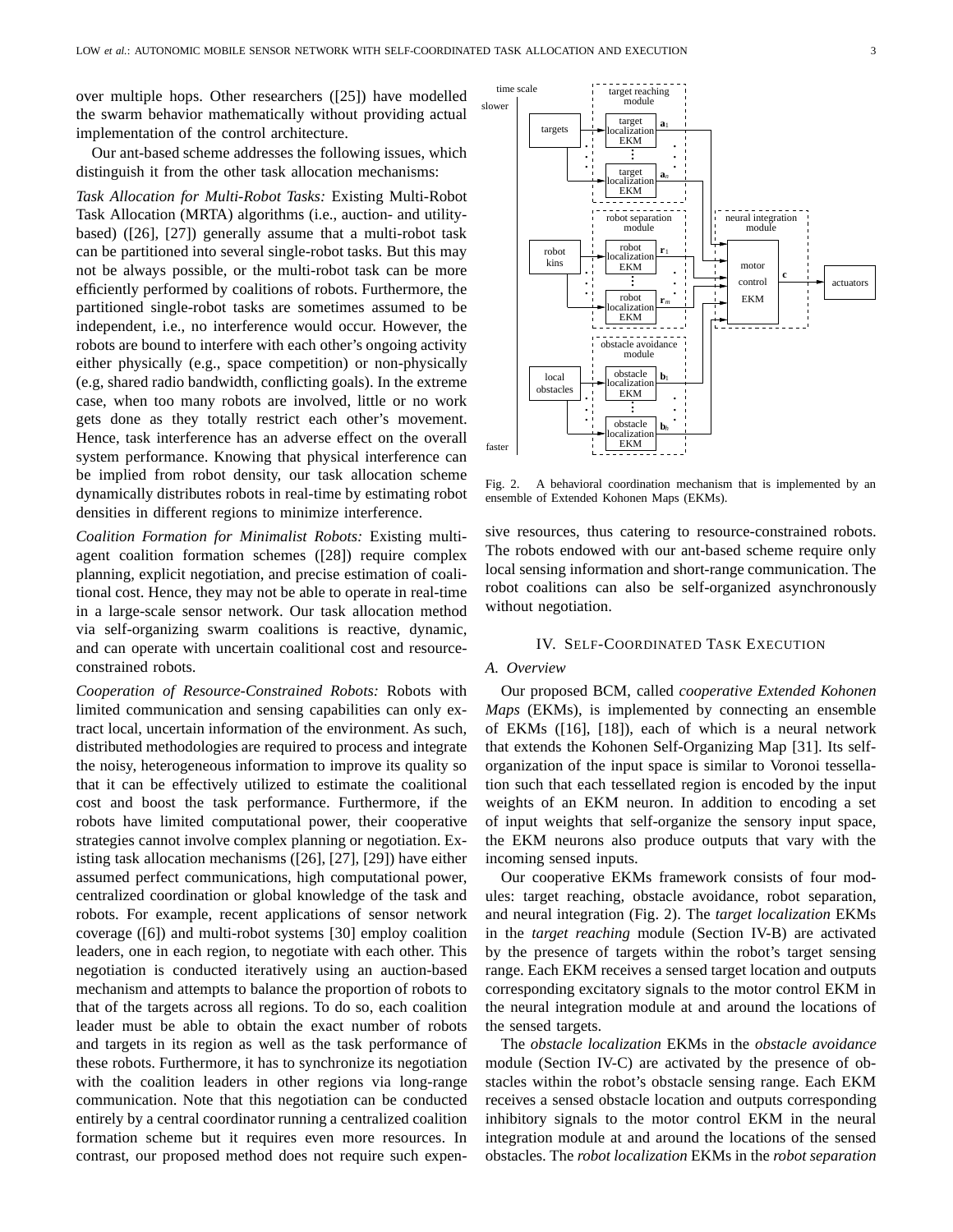over multiple hops. Other researchers ([25]) have modelled the swarm behavior mathematically without providing actual implementation of the control architecture.

Our ant-based scheme addresses the following issues, which distinguish it from the other task allocation mechanisms:

*Task Allocation for Multi-Robot Tasks:* Existing Multi-Robot Task Allocation (MRTA) algorithms (i.e., auction- and utility-based) ([26], [27]) generally assume that a multi-robot task can be partitioned into several single-robot tasks. But this may not be always possible, or the multi-robot task can be more efficiently performed by coalitions of robots. Furthermore, the partitioned single-robot tasks are sometimes assumed to be independent, i.e., no interference would occur. However, the robots are bound to interfere with each other's ongoing activity either physically (e.g., space competition) or non-physically (e.g, shared radio bandwidth, conflicting goals). In the extreme case, when too many robots are involved, little or no work gets done as they totally restrict each other's movement. Hence, task interference has an adverse effect on the overall system performance. Knowing that physical interference can be implied from robot density, our task allocation scheme dynamically distributes robots in real-time by estimating robot densities in different regions to minimize interference.

*Coalition Formation for Minimalist Robots:* Existing multi-agent coalition formation schemes ([28]) require complex planning, explicit negotiation, and precise estimation of coalitional cost. Hence, they may not be able to operate in real-time in a large-scale sensor network. Our task allocation method via self-organizing swarm coalitions is reactive, dynamic, and can operate with uncertain coalitional cost and resource-constrained robots.

*Cooperation of Resource-Constrained Robots:* Robots with limited communication and sensing capabilities can only extract local, uncertain information of the environment. As such, distributed methodologies are required to process and integrate the noisy, heterogeneous information to improve its quality so that it can be effectively utilized to estimate the coalitional cost and boost the task performance. Furthermore, if the robots have limited computational power, their cooperative strategies cannot involve complex planning or negotiation. Existing task allocation mechanisms ([26], [27], [29]) have either assumed perfect communications, high computational power, centralized coordination or global knowledge of the task and robots. For example, recent applications of sensor network coverage ([6]) and multi-robot systems [30] employ coalition leaders, one in each region, to negotiate with each other. This negotiation is conducted iteratively using an auction-based mechanism and attempts to balance the proportion of robots to that of the targets across all regions. To do so, each coalition leader must be able to obtain the exact number of robots and targets in its region as well as the task performance of these robots. Furthermore, it has to synchronize its negotiation with the coalition leaders in other regions via long-range communication. Note that this negotiation can be conducted entirely by a central coordinator running a centralized coalition formation scheme but it requires even more resources. In contrast, our proposed method does not require such expensive resources, thus catering to resource-constrained robots. The robots endowed with our ant-based scheme require only local sensing information and short-range communication. The robot coalitions can also be self-organized asynchronously without negotiation.

Fig. 2. A behavioral coordination mechanism that is implemented by an ensemble of Extended Kohonen Maps (EKMs).

## IV. Self-Coordinated Task Execution

### A. Overview

Our proposed BCM, called *cooperative Extended Kohonen Maps* (EKMs), is implemented by connecting an ensemble of EKMs ([16], [18]), each of which is a neural network that extends the Kohonen Self-Organizing Map [31]. Its self-organization of the input space is similar to Voronoi tessellation such that each tessellated region is encoded by the input weights of an EKM neuron. In addition to encoding a set of input weights that self-organize the sensory input space, the EKM neurons also produce outputs that vary with the incoming sensed inputs.

Our cooperative EKMs framework consists of four modules: target reaching, obstacle avoidance, robot separation, and neural integration (Fig. 2). The *target localization* EKMs in the *target reaching* module (Section IV-B) are activated by the presence of targets within the robot's target sensing range. Each EKM receives a sensed target location and outputs corresponding excitatory signals to the motor control EKM in the neural integration module at and around the locations of the sensed targets.

The *obstacle localization* EKMs in the *obstacle avoidance* module (Section IV-C) are activated by the presence of obstacles within the robot's obstacle sensing range. Each EKM receives a sensed obstacle location and outputs corresponding inhibitory signals to the motor control EKM in the neural integration module at and around the locations of the sensed obstacles. The *robot localization* EKMs in the *robot separation*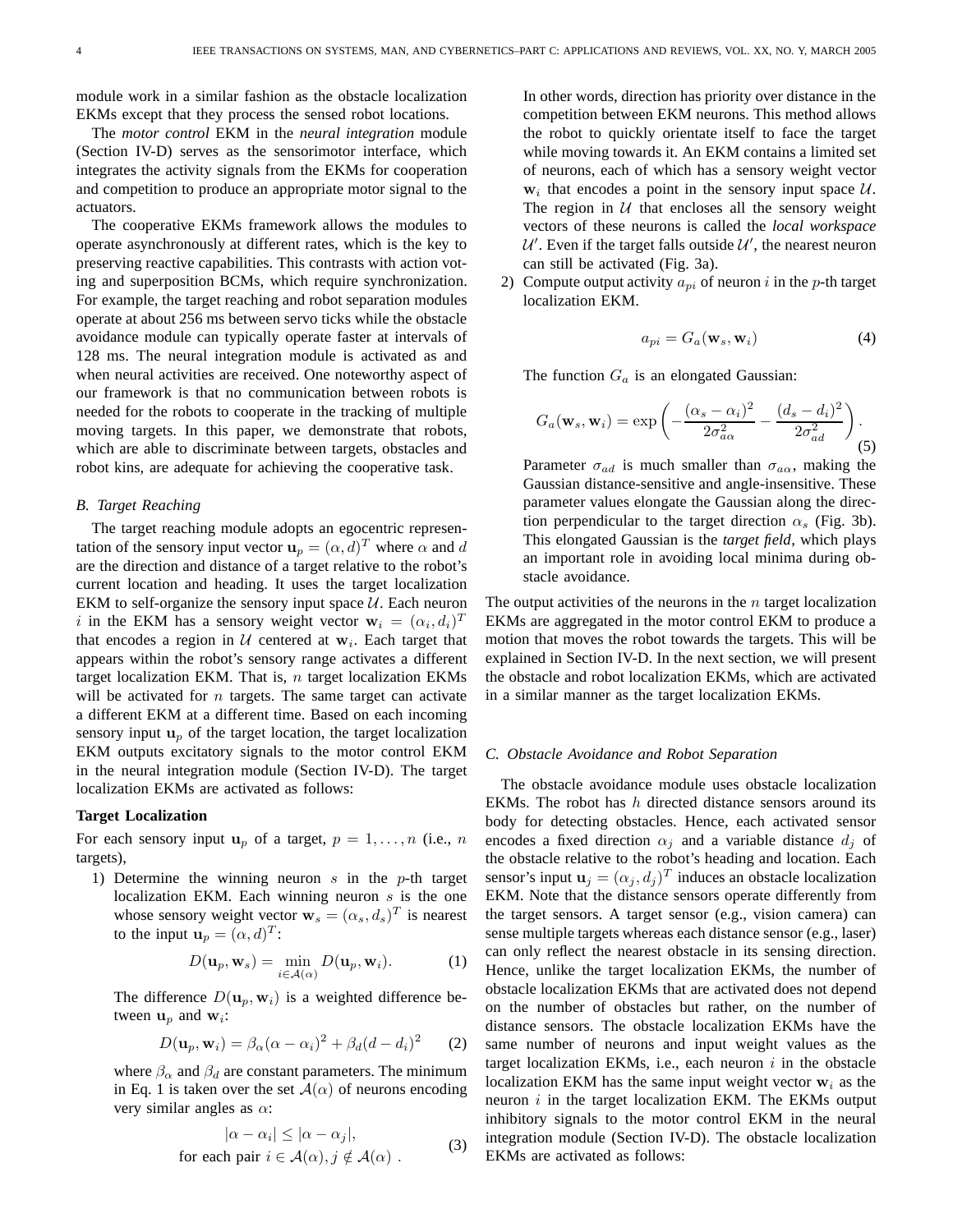module work in a similar fashion as the obstacle localization EKMs except that they process the sensed robot locations.

The *motor control* EKM in the *neural integration* module (Section IV-D) serves as the sensorimotor interface, which integrates the activity signals from the EKMs for cooperation and competition to produce an appropriate motor signal to the actuators.

The cooperative EKMs framework allows the modules to operate asynchronously at different rates, which is the key to preserving reactive capabilities. This contrasts with action voting and superposition BCMs, which require synchronization. For example, the target reaching and robot separation modules operate at about 256 ms between servo ticks while the obstacle avoidance module can typically operate faster at intervals of 128 ms. The neural integration module is activated as and when neural activities are received. One noteworthy aspect of our framework is that no communication between robots is needed for the robots to cooperate in the tracking of multiple moving targets. In this paper, we demonstrate that robots, which are able to discriminate between targets, obstacles and robot kins, are adequate for achieving the cooperative task.

### B. Target Reaching

The target reaching module adopts an egocentric representation of the sensory input vector $\mathbf{u}_p = (\alpha, d)^T$ where $\alpha$ and $d$ are the direction and distance of a target relative to the robot's current location and heading. It uses the target localization EKM to self-organize the sensory input space $\mathcal{U}$. Each neuron $i$ in the EKM has a sensory weight vector $\mathbf{w}_i = (\alpha_i, d_i)^T$ that encodes a region in $\mathcal{U}$ centered at $\mathbf{w}_i$. Each target that appears within the robot's sensory range activates a different target localization EKM. That is, $n$ target localization EKMs will be activated for $n$ targets. The same target can activate a different EKM at a different time. Based on each incoming sensory input $\mathbf{u}_p$ of the target location, the target localization EKM outputs excitatory signals to the motor control EKM in the neural integration module (Section IV-D). The target localization EKMs are activated as follows:

**Target Localization**

For each sensory input $\mathbf{u}_p$ of a target, $p = 1, \ldots, n$ (i.e., $n$ targets),

1) Determine the winning neuron $s$ in the $p$-th target localization EKM. Each winning neuron $s$ is the one whose sensory weight vector $\mathbf{w}_s = (\alpha_s, d_s)^T$ is nearest to the input $\mathbf{u}_p = (\alpha, d)^T$:

$$D(\mathbf{u}_p, \mathbf{w}_s) = \min_{i \in \mathcal{A}(\alpha)} D(\mathbf{u}_p, \mathbf{w}_i). \tag{1}$$

The difference $D(\mathbf{u}_p, \mathbf{w}_i)$ is a weighted difference between $\mathbf{u}_p$ and $\mathbf{w}_i$:

$$D(\mathbf{u}_p, \mathbf{w}_i) = \beta_\alpha (\alpha - \alpha_i)^2 + \beta_d (d - d_i)^2 \tag{2}$$

where $\beta_\alpha$ and $\beta_d$ are constant parameters. The minimum in Eq. 1 is taken over the set $\mathcal{A}(\alpha)$ of neurons encoding very similar angles as $\alpha$:

$$|\alpha - \alpha_i| \leq |\alpha - \alpha_j|, \quad \text{for each pair } i \in \mathcal{A}(\alpha), j \notin \mathcal{A}(\alpha) \ . \tag{3}$$

In other words, direction has priority over distance in the competition between EKM neurons. This method allows the robot to quickly orientate itself to face the target while moving towards it. An EKM contains a limited set of neurons, each of which has a sensory weight vector $\mathbf{w}_i$ that encodes a point in the sensory input space $\mathcal{U}$. The region in $\mathcal{U}$ that encloses all the sensory weight vectors of these neurons is called the *local workspace* $\mathcal{U}'$. Even if the target falls outside $\mathcal{U}'$, the nearest neuron can still be activated (Fig. 3a).

2) Compute output activity $a_{pi}$ of neuron $i$ in the $p$-th target localization EKM.

$$a_{pi} = G_a(\mathbf{w}_s, \mathbf{w}_i) \tag{4}$$

The function $G_a$ is an elongated Gaussian:

$$G_a(\mathbf{w}_s, \mathbf{w}_i) = \exp\left(-\frac{(\alpha_s - \alpha_i)^2}{2\sigma_{a\alpha}^2} - \frac{(d_s - d_i)^2}{2\sigma_{ad}^2}\right). \tag{5}$$

Parameter $\sigma_{ad}$ is much smaller than $\sigma_{a\alpha}$, making the Gaussian distance-sensitive and angle-insensitive. These parameter values elongate the Gaussian along the direction perpendicular to the target direction $\alpha_s$ (Fig. 3b). This elongated Gaussian is the *target field*, which plays an important role in avoiding local minima during obstacle avoidance.

The output activities of the neurons in the $n$ target localization EKMs are aggregated in the motor control EKM to produce a motion that moves the robot towards the targets. This will be explained in Section IV-D. In the next section, we will present the obstacle and robot localization EKMs, which are activated in a similar manner as the target localization EKMs.

### C. Obstacle Avoidance and Robot Separation

The obstacle avoidance module uses obstacle localization EKMs. The robot has $h$ directed distance sensors around its body for detecting obstacles. Hence, each activated sensor encodes a fixed direction $\alpha_j$ and a variable distance $d_j$ of the obstacle relative to the robot's heading and location. Each sensor's input $\mathbf{u}_j = (\alpha_j, d_j)^T$ induces an obstacle localization EKM. Note that the distance sensors operate differently from the target sensors. A target sensor (e.g., vision camera) can sense multiple targets whereas each distance sensor (e.g., laser) can only reflect the nearest obstacle in its sensing direction. Hence, unlike the target localization EKMs, the number of obstacle localization EKMs that are activated does not depend on the number of obstacles but rather, on the number of distance sensors. The obstacle localization EKMs have the same number of neurons and input weight values as the target localization EKMs, i.e., each neuron $i$ in the obstacle localization EKM has the same input weight vector $\mathbf{w}_i$ as the neuron $i$ in the target localization EKM. The EKMs output inhibitory signals to the motor control EKM in the neural integration module (Section IV-D). The obstacle localization EKMs are activated as follows: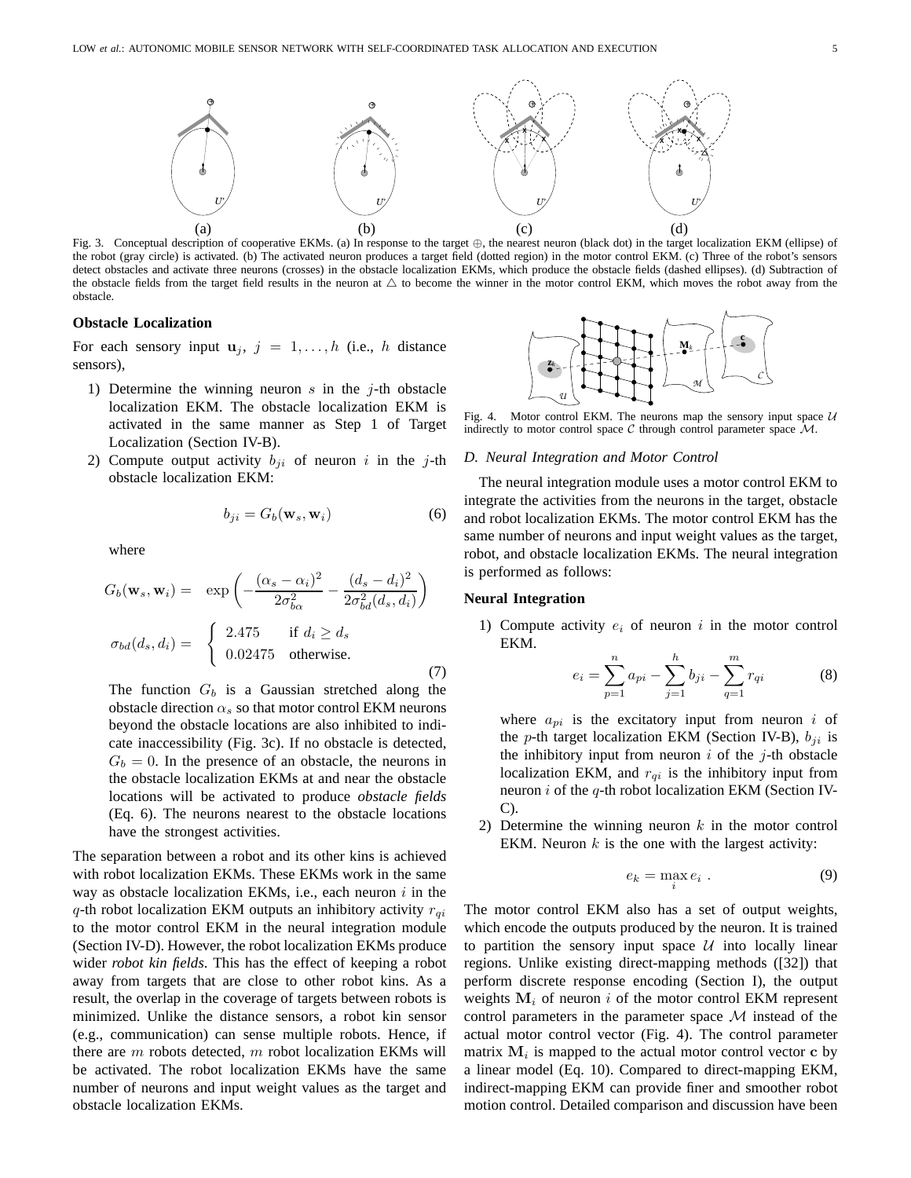Fig. 3. Conceptual description of cooperative EKMs. (a) In response to the target ⊕, the nearest neuron (black dot) in the target localization EKM (ellipse) of the robot (gray circle) is activated. (b) The activated neuron produces a target field (dotted region) in the motor control EKM. (c) Three of the robot's sensors detect obstacles and activate three neurons (crosses) in the obstacle localization EKMs, which produce the obstacle fields (dashed ellipses). (d) Subtraction of the obstacle fields from the target field results in the neuron at △ to become the winner in the motor control EKM, which moves the robot away from the obstacle.

**Obstacle Localization**

For each sensory input $\mathbf{u}_j$, $j = 1, \ldots, h$ (i.e., $h$ distance sensors),

1) Determine the winning neuron $s$ in the $j$-th obstacle localization EKM. The obstacle localization EKM is activated in the same manner as Step 1 of Target Localization (Section IV-B).
2) Compute output activity $b_{ji}$ of neuron $i$ in the $j$-th obstacle localization EKM:

$$b_{ji} = G_b(\mathbf{w}_s, \mathbf{w}_i) \tag{6}$$

where

$$G_b(\mathbf{w}_s, \mathbf{w}_i) = \exp\left(-\frac{(\alpha_s - \alpha_i)^2}{2\sigma_{b\alpha}^2} - \frac{(d_s - d_i)^2}{2\sigma_{bd}^2(d_s, d_i)}\right)$$

$$\sigma_{bd}(d_s, d_i) = \begin{cases} 2.475 & \text{if } d_i \geq d_s \\ 0.02475 & \text{otherwise.} \end{cases} \tag{7}$$

The function $G_b$ is a Gaussian stretched along the obstacle direction $\alpha_s$ so that motor control EKM neurons beyond the obstacle locations are also inhibited to indicate inaccessibility (Fig. 3c). If no obstacle is detected, $G_b = 0$. In the presence of an obstacle, the neurons in the obstacle localization EKMs at and near the obstacle locations will be activated to produce *obstacle fields* (Eq. 6). The neurons nearest to the obstacle locations have the strongest activities.

The separation between a robot and its other kins is achieved with robot localization EKMs. These EKMs work in the same way as obstacle localization EKMs, i.e., each neuron $i$ in the $q$-th robot localization EKM outputs an inhibitory activity $r_{qi}$ to the motor control EKM in the neural integration module (Section IV-D). However, the robot localization EKMs produce wider *robot kin fields*. This has the effect of keeping a robot away from targets that are close to other robot kins. As a result, the overlap in the coverage of targets between robots is minimized. Unlike the distance sensors, a robot kin sensor (e.g., communication) can sense multiple robots. Hence, if there are $m$ robots detected, $m$ robot localization EKMs will be activated. The robot localization EKMs have the same number of neurons and input weight values as the target and obstacle localization EKMs.

Fig. 4. Motor control EKM. The neurons map the sensory input space $\mathcal{U}$ indirectly to motor control space $\mathcal{C}$ through control parameter space $\mathcal{M}$.

### D. Neural Integration and Motor Control

The neural integration module uses a motor control EKM to integrate the activities from the neurons in the target, obstacle and robot localization EKMs. The motor control EKM has the same number of neurons and input weight values as the target, robot, and obstacle localization EKMs. The neural integration is performed as follows:

**Neural Integration**

1) Compute activity $e_i$ of neuron $i$ in the motor control EKM.

$$e_i = \sum_{p=1}^{n} a_{pi} - \sum_{j=1}^{h} b_{ji} - \sum_{q=1}^{m} r_{qi} \tag{8}$$

where $a_{pi}$ is the excitatory input from neuron $i$ of the $p$-th target localization EKM (Section IV-B), $b_{ji}$ is the inhibitory input from neuron $i$ of the $j$-th obstacle localization EKM, and $r_{qi}$ is the inhibitory input from neuron $i$ of the $q$-th robot localization EKM (Section IV-C).
2) Determine the winning neuron $k$ in the motor control EKM. Neuron $k$ is the one with the largest activity:

$$e_k = \max_i e_i \ . \tag{9}$$

The motor control EKM also has a set of output weights, which encode the outputs produced by the neuron. It is trained to partition the sensory input space $\mathcal{U}$ into locally linear regions. Unlike existing direct-mapping methods ([32]) that perform discrete response encoding (Section I), the output weights $\mathbf{M}_i$ of neuron $i$ of the motor control EKM represent control parameters in the parameter space $\mathcal{M}$ instead of the actual motor control vector (Fig. 4). The control parameter matrix $\mathbf{M}_i$ is mapped to the actual motor control vector $\mathbf{c}$ by a linear model (Eq. 10). Compared to direct-mapping EKM, indirect-mapping EKM can provide finer and smoother robot motion control. Detailed comparison and discussion have been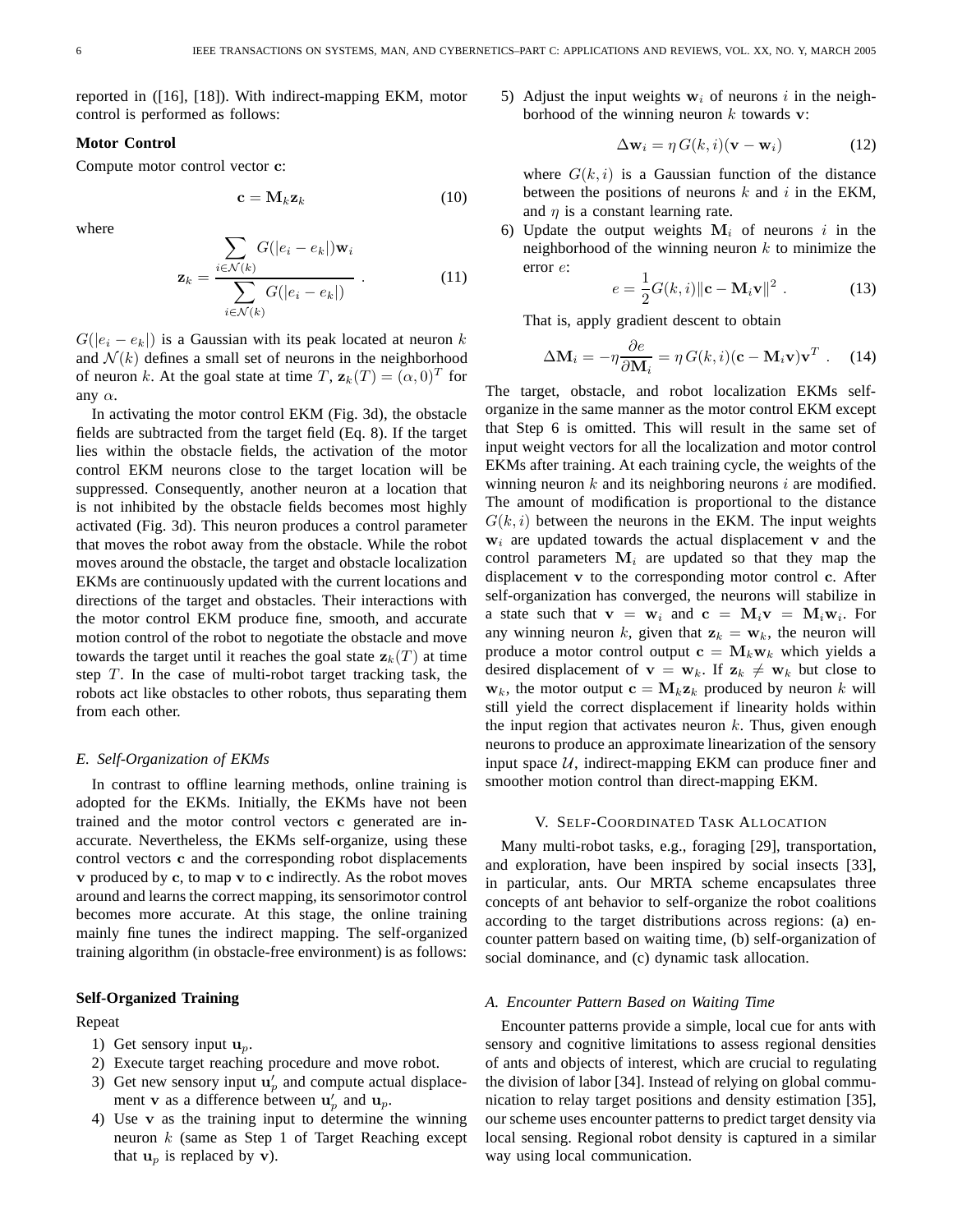reported in ([16], [18]). With indirect-mapping EKM, motor control is performed as follows:

**Motor Control**

Compute motor control vector $\mathbf{c}$:

$$\mathbf{c} = \mathbf{M}_k \mathbf{z}_k \tag{10}$$

where

$$\mathbf{z}_k = \frac{\sum_{i \in \mathcal{N}(k)} G(|e_i - e_k|)\mathbf{w}_i}{\sum_{i \in \mathcal{N}(k)} G(|e_i - e_k|)} \ . \tag{11}$$

$G(|e_i - e_k|)$ is a Gaussian with its peak located at neuron $k$ and $\mathcal{N}(k)$ defines a small set of neurons in the neighborhood of neuron $k$. At the goal state at time $T$, $\mathbf{z}_k(T) = (\alpha, 0)^T$ for any $\alpha$.

In activating the motor control EKM (Fig. 3d), the obstacle fields are subtracted from the target field (Eq. 8). If the target lies within the obstacle fields, the activation of the motor control EKM neurons close to the target location will be suppressed. Consequently, another neuron at a location that is not inhibited by the obstacle fields becomes most highly activated (Fig. 3d). This neuron produces a control parameter that moves the robot away from the obstacle. While the robot moves around the obstacle, the target and obstacle localization EKMs are continuously updated with the current locations and directions of the target and obstacles. Their interactions with the motor control EKM produce fine, smooth, and accurate motion control of the robot to negotiate the obstacle and move towards the target until it reaches the goal state $\mathbf{z}_k(T)$ at time step $T$. In the case of multi-robot target tracking task, the robots act like obstacles to other robots, thus separating them from each other.

## E. Self-Organization of EKMs

In contrast to offline learning methods, online training is adopted for the EKMs. Initially, the EKMs have not been trained and the motor control vectors $\mathbf{c}$ generated are inaccurate. Nevertheless, the EKMs self-organize, using these control vectors $\mathbf{c}$ and the corresponding robot displacements $\mathbf{v}$ produced by $\mathbf{c}$, to map $\mathbf{v}$ to $\mathbf{c}$ indirectly. As the robot moves around and learns the correct mapping, its sensorimotor control becomes more accurate. At this stage, the online training mainly fine tunes the indirect mapping. The self-organized training algorithm (in obstacle-free environment) is as follows:

**Self-Organized Training**

Repeat

1) Get sensory input $\mathbf{u}_p$.
2) Execute target reaching procedure and move robot.
3) Get new sensory input $\mathbf{u}'_p$ and compute actual displacement $\mathbf{v}$ as a difference between $\mathbf{u}'_p$ and $\mathbf{u}_p$.
4) Use $\mathbf{v}$ as the training input to determine the winning neuron $k$ (same as Step 1 of Target Reaching except that $\mathbf{u}_p$ is replaced by $\mathbf{v}$).
5) Adjust the input weights $\mathbf{w}_i$ of neurons $i$ in the neighborhood of the winning neuron $k$ towards $\mathbf{v}$:

$$\Delta \mathbf{w}_i = \eta \, G(k, i)(\mathbf{v} - \mathbf{w}_i) \tag{12}$$

where $G(k, i)$ is a Gaussian function of the distance between the positions of neurons $k$ and $i$ in the EKM, and $\eta$ is a constant learning rate.

6) Update the output weights $\mathbf{M}_i$ of neurons $i$ in the neighborhood of the winning neuron $k$ to minimize the error $e$:

$$e = \frac{1}{2} G(k, i) \|\mathbf{c} - \mathbf{M}_i \mathbf{v}\|^2 \ . \tag{13}$$

That is, apply gradient descent to obtain

$$\Delta \mathbf{M}_i = -\eta \frac{\partial e}{\partial \mathbf{M}_i} = \eta \, G(k, i)(\mathbf{c} - \mathbf{M}_i \mathbf{v})\mathbf{v}^T \ . \tag{14}$$

The target, obstacle, and robot localization EKMs self-organize in the same manner as the motor control EKM except that Step 6 is omitted. This will result in the same set of input weight vectors for all the localization and motor control EKMs after training. At each training cycle, the weights of the winning neuron $k$ and its neighboring neurons $i$ are modified. The amount of modification is proportional to the distance $G(k, i)$ between the neurons in the EKM. The input weights $\mathbf{w}_i$ are updated towards the actual displacement $\mathbf{v}$ and the control parameters $\mathbf{M}_i$ are updated so that they map the displacement $\mathbf{v}$ to the corresponding motor control $\mathbf{c}$. After self-organization has converged, the neurons will stabilize in a state such that $\mathbf{v} = \mathbf{w}_i$ and $\mathbf{c} = \mathbf{M}_i \mathbf{v} = \mathbf{M}_i \mathbf{w}_i$. For any winning neuron $k$, given that $\mathbf{z}_k = \mathbf{w}_k$, the neuron will produce a motor control output $\mathbf{c} = \mathbf{M}_k \mathbf{w}_k$ which yields a desired displacement of $\mathbf{v} = \mathbf{w}_k$. If $\mathbf{z}_k \neq \mathbf{w}_k$ but close to $\mathbf{w}_k$, the motor output $\mathbf{c} = \mathbf{M}_k \mathbf{z}_k$ produced by neuron $k$ will still yield the correct displacement if linearity holds within the input region that activates neuron $k$. Thus, given enough neurons to produce an approximate linearization of the sensory input space $\mathcal{U}$, indirect-mapping EKM can produce finer and smoother motion control than direct-mapping EKM.

# V. Self-Coordinated Task Allocation

Many multi-robot tasks, e.g., foraging [29], transportation, and exploration, have been inspired by social insects [33], in particular, ants. Our MRTA scheme encapsulates three concepts of ant behavior to self-organize the robot coalitions according to the target distributions across regions: (a) encounter pattern based on waiting time, (b) self-organization of social dominance, and (c) dynamic task allocation.

## A. Encounter Pattern Based on Waiting Time

Encounter patterns provide a simple, local cue for ants with sensory and cognitive limitations to assess regional densities of ants and objects of interest, which are crucial to regulating the division of labor [34]. Instead of relying on global communication to relay target positions and density estimation [35], our scheme uses encounter patterns to predict target density via local sensing. Regional robot density is captured in a similar way using local communication.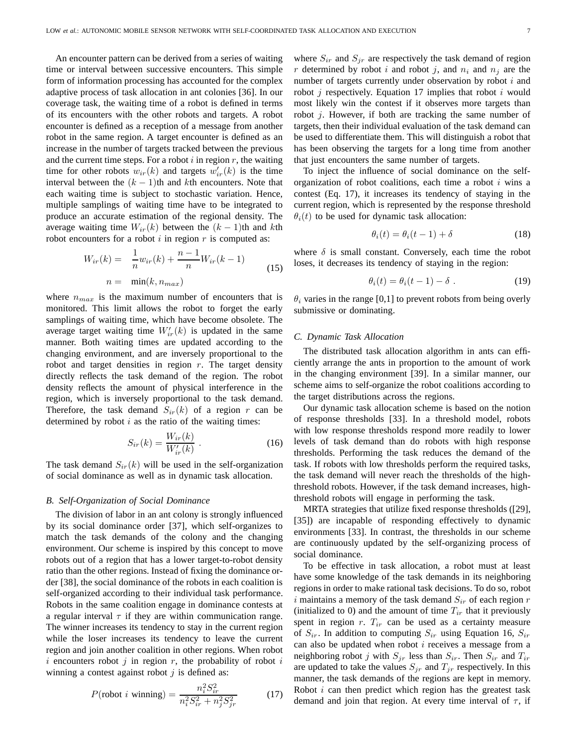An encounter pattern can be derived from a series of waiting time or interval between successive encounters. This simple form of information processing has accounted for the complex adaptive process of task allocation in ant colonies [36]. In our coverage task, the waiting time of a robot is defined in terms of its encounters with the other robots and targets. A robot encounter is defined as a reception of a message from another robot in the same region. A target encounter is defined as an increase in the number of targets tracked between the previous and the current time steps. For a robot $i$ in region $r$, the waiting time for other robots $w_{ir}(k)$ and targets $w'_{ir}(k)$ is the time interval between the $(k-1)$th and $k$th encounters. Note that each waiting time is subject to stochastic variation. Hence, multiple samplings of waiting time have to be integrated to produce an accurate estimation of the regional density. The average waiting time $W_{ir}(k)$ between the $(k-1)$th and $k$th robot encounters for a robot $i$ in region $r$ is computed as:

$$
\begin{aligned}
W_{ir}(k) &= \frac{1}{n} w_{ir}(k) + \frac{n-1}{n} W_{ir}(k-1) \\
n &= \min(k, n_{max})
\end{aligned}
\tag{15}
$$

where $n_{max}$ is the maximum number of encounters that is monitored. This limit allows the robot to forget the early samplings of waiting time, which have become obsolete. The average target waiting time $W'_{ir}(k)$ is updated in the same manner. Both waiting times are updated according to the changing environment, and are inversely proportional to the robot and target densities in region $r$. The target density directly reflects the task demand of the region. The robot density reflects the amount of physical interference in the region, which is inversely proportional to the task demand. Therefore, the task demand $S_{ir}(k)$ of a region $r$ can be determined by robot $i$ as the ratio of the waiting times:

$$
S_{ir}(k) = \frac{W_{ir}(k)}{W'_{ir}(k)} \ . \tag{16}
$$

The task demand $S_{ir}(k)$ will be used in the self-organization of social dominance as well as in dynamic task allocation.

### B. Self-Organization of Social Dominance

The division of labor in an ant colony is strongly influenced by its social dominance order [37], which self-organizes to match the task demands of the colony and the changing environment. Our scheme is inspired by this concept to move robots out of a region that has a lower target-to-robot density ratio than the other regions. Instead of fixing the dominance order [38], the social dominance of the robots in each coalition is self-organized according to their individual task performance. Robots in the same coalition engage in dominance contests at a regular interval $\tau$ if they are within communication range. The winner increases its tendency to stay in the current region while the loser increases its tendency to leave the current region and join another coalition in other regions. When robot $i$ encounters robot $j$ in region $r$, the probability of robot $i$ winning a contest against robot $j$ is defined as:

$$
P(\text{robot } i \text{ winning}) = \frac{n_i^2 S_{ir}^2}{n_i^2 S_{ir}^2 + n_j^2 S_{jr}^2} \tag{17}
$$

where $S_{ir}$ and $S_{jr}$ are respectively the task demand of region $r$ determined by robot $i$ and robot $j$, and $n_i$ and $n_j$ are the number of targets currently under observation by robot $i$ and robot $j$ respectively. Equation 17 implies that robot $i$ would most likely win the contest if it observes more targets than robot $j$. However, if both are tracking the same number of targets, then their individual evaluation of the task demand can be used to differentiate them. This will distinguish a robot that has been observing the targets for a long time from another that just encounters the same number of targets.

To inject the influence of social dominance on the self-organization of robot coalitions, each time a robot $i$ wins a contest (Eq. 17), it increases its tendency of staying in the current region, which is represented by the response threshold $\theta_i(t)$ to be used for dynamic task allocation:

$$
\theta_i(t) = \theta_i(t-1) + \delta \tag{18}
$$

where $\delta$ is small constant. Conversely, each time the robot loses, it decreases its tendency of staying in the region:

$$
\theta_i(t) = \theta_i(t-1) - \delta \ . \tag{19}
$$

$\theta_i$ varies in the range [0,1] to prevent robots from being overly submissive or dominating.

### C. Dynamic Task Allocation

The distributed task allocation algorithm in ants can efficiently arrange the ants in proportion to the amount of work in the changing environment [39]. In a similar manner, our scheme aims to self-organize the robot coalitions according to the target distributions across the regions.

Our dynamic task allocation scheme is based on the notion of response thresholds [33]. In a threshold model, robots with low response thresholds respond more readily to lower levels of task demand than do robots with high response thresholds. Performing the task reduces the demand of the task. If robots with low thresholds perform the required tasks, the task demand will never reach the thresholds of the high-threshold robots. However, if the task demand increases, high-threshold robots will engage in performing the task.

MRTA strategies that utilize fixed response thresholds ([29], [35]) are incapable of responding effectively to dynamic environments [33]. In contrast, the thresholds in our scheme are continuously updated by the self-organizing process of social dominance.

To be effective in task allocation, a robot must at least have some knowledge of the task demands in its neighboring regions in order to make rational task decisions. To do so, robot $i$ maintains a memory of the task demand $S_{ir}$ of each region $r$ (initialized to 0) and the amount of time $T_{ir}$ that it previously spent in region $r$. $T_{ir}$ can be used as a certainty measure of $S_{ir}$. In addition to computing $S_{ir}$ using Equation 16, $S_{ir}$ can also be updated when robot $i$ receives a message from a neighboring robot $j$ with $S_{jr}$ less than $S_{ir}$. Then $S_{ir}$ and $T_{ir}$ are updated to take the values $S_{jr}$ and $T_{jr}$ respectively. In this manner, the task demands of the regions are kept in memory. Robot $i$ can then predict which region has the greatest task demand and join that region. At every time interval of $\tau$, if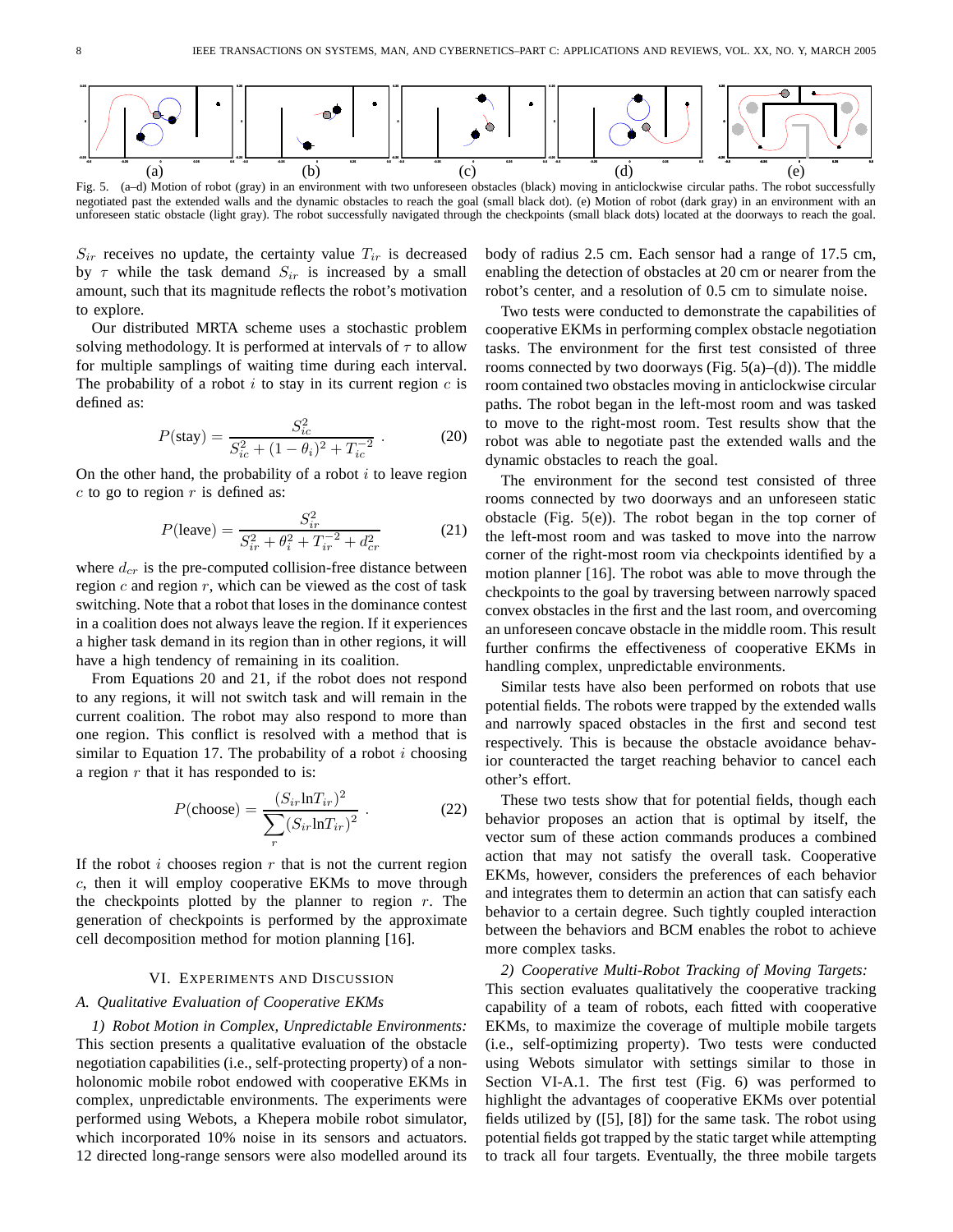(a) (b) (c) (d) (e)

Fig. 5. (a–d) Motion of robot (gray) in an environment with two unforeseen obstacles (black) moving in anticlockwise circular paths. The robot successfully negotiated past the extended walls and the dynamic obstacles to reach the goal (small black dot). (e) Motion of robot (dark gray) in an environment with an unforeseen static obstacle (light gray). The robot successfully navigated through the checkpoints (small black dots) located at the doorways to reach the goal.

$S_{ir}$ receives no update, the certainty value $T_{ir}$ is decreased by $\tau$ while the task demand $S_{ir}$ is increased by a small amount, such that its magnitude reflects the robot's motivation to explore.

Our distributed MRTA scheme uses a stochastic problem solving methodology. It is performed at intervals of $\tau$ to allow for multiple samplings of waiting time during each interval. The probability of a robot $i$ to stay in its current region $c$ is defined as:

$$P(\text{stay}) = \frac{S_{ic}^2}{S_{ic}^2 + (1-\theta_i)^2 + T_{ic}^{-2}} \ . \tag{20}$$

On the other hand, the probability of a robot $i$ to leave region $c$ to go to region $r$ is defined as:

$$P(\text{leave}) = \frac{S_{ir}^2}{S_{ir}^2 + \theta_i^2 + T_{ir}^{-2} + d_{cr}^2} \tag{21}$$

where $d_{cr}$ is the pre-computed collision-free distance between region $c$ and region $r$, which can be viewed as the cost of task switching. Note that a robot that loses in the dominance contest in a coalition does not always leave the region. If it experiences a higher task demand in its region than in other regions, it will have a high tendency of remaining in its coalition.

From Equations 20 and 21, if the robot does not respond to any regions, it will not switch task and will remain in the current coalition. The robot may also respond to more than one region. This conflict is resolved with a method that is similar to Equation 17. The probability of a robot $i$ choosing a region $r$ that it has responded to is:

$$P(\text{choose}) = \frac{(S_{ir}\ln T_{ir})^2}{\sum_r (S_{ir}\ln T_{ir})^2} \ . \tag{22}$$

If the robot $i$ chooses region $r$ that is not the current region $c$, then it will employ cooperative EKMs to move through the checkpoints plotted by the planner to region $r$. The generation of checkpoints is performed by the approximate cell decomposition method for motion planning [16].

## VI. Experiments and Discussion

### A. Qualitative Evaluation of Cooperative EKMs

*1) Robot Motion in Complex, Unpredictable Environments:* This section presents a qualitative evaluation of the obstacle negotiation capabilities (i.e., self-protecting property) of a non-holonomic mobile robot endowed with cooperative EKMs in complex, unpredictable environments. The experiments were performed using Webots, a Khepera mobile robot simulator, which incorporated 10% noise in its sensors and actuators. 12 directed long-range sensors were also modelled around its body of radius 2.5 cm. Each sensor had a range of 17.5 cm, enabling the detection of obstacles at 20 cm or nearer from the robot's center, and a resolution of 0.5 cm to simulate noise.

Two tests were conducted to demonstrate the capabilities of cooperative EKMs in performing complex obstacle negotiation tasks. The environment for the first test consisted of three rooms connected by two doorways (Fig. 5(a)–(d)). The middle room contained two obstacles moving in anticlockwise circular paths. The robot began in the left-most room and was tasked to move to the right-most room. Test results show that the robot was able to negotiate past the extended walls and the dynamic obstacles to reach the goal.

The environment for the second test consisted of three rooms connected by two doorways and an unforeseen static obstacle (Fig. 5(e)). The robot began in the top corner of the left-most room and was tasked to move into the narrow corner of the right-most room via checkpoints identified by a motion planner [16]. The robot was able to move through the checkpoints to the goal by traversing between narrowly spaced convex obstacles in the first and the last room, and overcoming an unforeseen concave obstacle in the middle room. This result further confirms the effectiveness of cooperative EKMs in handling complex, unpredictable environments.

Similar tests have also been performed on robots that use potential fields. The robots were trapped by the extended walls and narrowly spaced obstacles in the first and second test respectively. This is because the obstacle avoidance behavior counteracted the target reaching behavior to cancel each other's effort.

These two tests show that for potential fields, though each behavior proposes an action that is optimal by itself, the vector sum of these action commands produces a combined action that may not satisfy the overall task. Cooperative EKMs, however, considers the preferences of each behavior and integrates them to determin an action that can satisfy each behavior to a certain degree. Such tightly coupled interaction between the behaviors and BCM enables the robot to achieve more complex tasks.

*2) Cooperative Multi-Robot Tracking of Moving Targets:* This section evaluates qualitatively the cooperative tracking capability of a team of robots, each fitted with cooperative EKMs, to maximize the coverage of multiple mobile targets (i.e., self-optimizing property). Two tests were conducted using Webots simulator with settings similar to those in Section VI-A.1. The first test (Fig. 6) was performed to highlight the advantages of cooperative EKMs over potential fields utilized by ([5], [8]) for the same task. The robot using potential fields got trapped by the static target while attempting to track all four targets. Eventually, the three mobile targets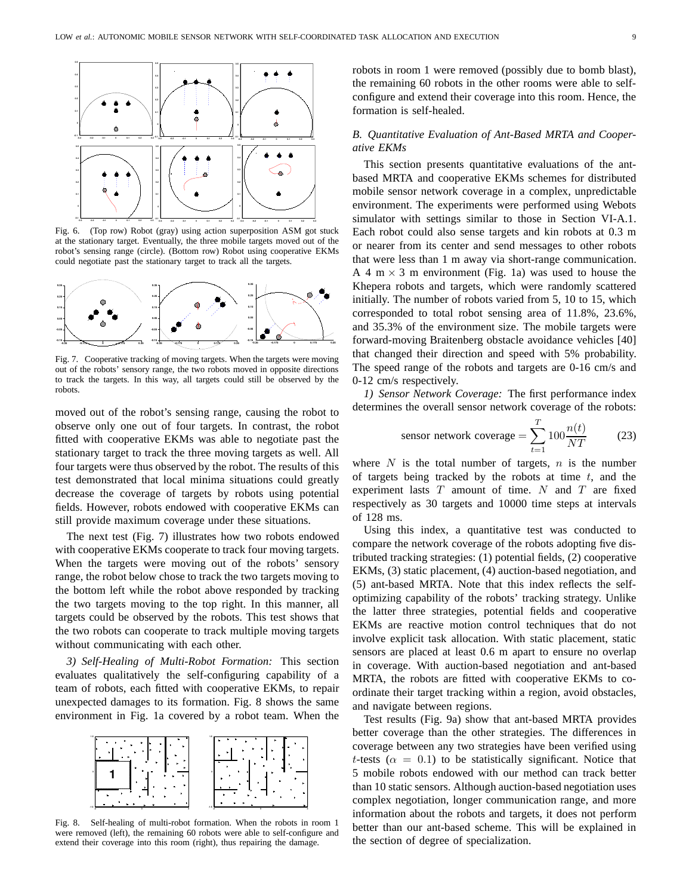Fig. 6. (Top row) Robot (gray) using action superposition ASM got stuck at the stationary target. Eventually, the three mobile targets moved out of the robot's sensing range (circle). (Bottom row) Robot using cooperative EKMs could negotiate past the stationary target to track all the targets.

Fig. 7. Cooperative tracking of moving targets. When the targets were moving out of the robots' sensory range, the two robots moved in opposite directions to track the targets. In this way, all targets could still be observed by the robots.

moved out of the robot's sensing range, causing the robot to observe only one out of four targets. In contrast, the robot fitted with cooperative EKMs was able to negotiate past the stationary target to track the three moving targets as well. All four targets were thus observed by the robot. The results of this test demonstrated that local minima situations could greatly decrease the coverage of targets by robots using potential fields. However, robots endowed with cooperative EKMs can still provide maximum coverage under these situations.

The next test (Fig. 7) illustrates how two robots endowed with cooperative EKMs cooperate to track four moving targets. When the targets were moving out of the robots' sensory range, the robot below chose to track the two targets moving to the bottom left while the robot above responded by tracking the two targets moving to the top right. In this manner, all targets could be observed by the robots. This test shows that the two robots can cooperate to track multiple moving targets without communicating with each other.

*3) Self-Healing of Multi-Robot Formation:* This section evaluates qualitatively the self-configuring capability of a team of robots, each fitted with cooperative EKMs, to repair unexpected damages to its formation. Fig. 8 shows the same environment in Fig. 1a covered by a robot team. When the robots in room 1 were removed (possibly due to bomb blast), the remaining 60 robots in the other rooms were able to self-configure and extend their coverage into this room. Hence, the formation is self-healed.

Fig. 8. Self-healing of multi-robot formation. When the robots in room 1 were removed (left), the remaining 60 robots were able to self-configure and extend their coverage into this room (right), thus repairing the damage.

### B. Quantitative Evaluation of Ant-Based MRTA and Cooperative EKMs

This section presents quantitative evaluations of the ant-based MRTA and cooperative EKMs schemes for distributed mobile sensor network coverage in a complex, unpredictable environment. The experiments were performed using Webots simulator with settings similar to those in Section VI-A.1. Each robot could also sense targets and kin robots at 0.3 m or nearer from its center and send messages to other robots that were less than 1 m away via short-range communication. A 4 m $\times$ 3 m environment (Fig. 1a) was used to house the Khepera robots and targets, which were randomly scattered initially. The number of robots varied from 5, 10 to 15, which corresponded to total robot sensing area of 11.8%, 23.6%, and 35.3% of the environment size. The mobile targets were forward-moving Braitenberg obstacle avoidance vehicles [40] that changed their direction and speed with 5% probability. The speed range of the robots and targets are 0-16 cm/s and 0-12 cm/s respectively.

*1) Sensor Network Coverage:* The first performance index determines the overall sensor network coverage of the robots:

$$\text{sensor network coverage} = \sum_{t=1}^{T} 100\frac{n(t)}{NT} \qquad (23)$$

where $N$ is the total number of targets, $n$ is the number of targets being tracked by the robots at time $t$, and the experiment lasts $T$ amount of time. $N$ and $T$ are fixed respectively as 30 targets and 10000 time steps at intervals of 128 ms.

Using this index, a quantitative test was conducted to compare the network coverage of the robots adopting five distributed tracking strategies: (1) potential fields, (2) cooperative EKMs, (3) static placement, (4) auction-based negotiation, and (5) ant-based MRTA. Note that this index reflects the self-optimizing capability of the robots' tracking strategy. Unlike the latter three strategies, potential fields and cooperative EKMs are reactive motion control techniques that do not involve explicit task allocation. With static placement, static sensors are placed at least 0.6 m apart to ensure no overlap in coverage. With auction-based negotiation and ant-based MRTA, the robots are fitted with cooperative EKMs to coordinate their target tracking within a region, avoid obstacles, and navigate between regions.

Test results (Fig. 9a) show that ant-based MRTA provides better coverage than the other strategies. The differences in coverage between any two strategies have been verified using $t$-tests ($\alpha = 0.1$) to be statistically significant. Notice that 5 mobile robots endowed with our method can track better than 10 static sensors. Although auction-based negotiation uses complex negotiation, longer communication range, and more information about the robots and targets, it does not perform better than our ant-based scheme. This will be explained in the section of degree of specialization.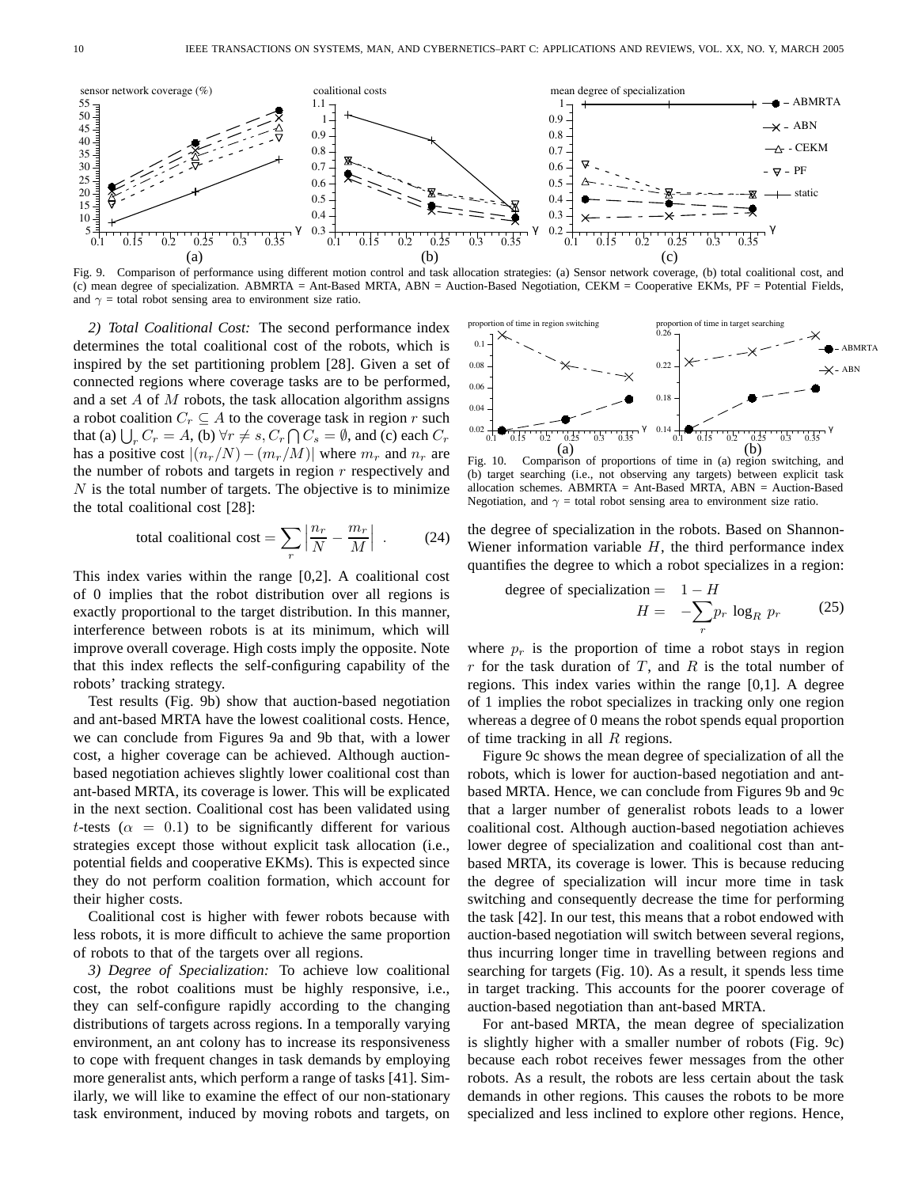Fig. 9. Comparison of performance using different motion control and task allocation strategies: (a) Sensor network coverage, (b) total coalitional cost, and (c) mean degree of specialization. ABMRTA = Ant-Based MRTA, ABN = Auction-Based Negotiation, CEKM = Cooperative EKMs, PF = Potential Fields, and $\gamma$ = total robot sensing area to environment size ratio.

*2) Total Coalitional Cost:* The second performance index determines the total coalitional cost of the robots, which is inspired by the set partitioning problem [28]. Given a set of connected regions where coverage tasks are to be performed, and a set $A$ of $M$ robots, the task allocation algorithm assigns a robot coalition $C_r \subseteq A$ to the coverage task in region $r$ such that (a) $\bigcup_r C_r = A$, (b) $\forall r \neq s, C_r \bigcap C_s = \emptyset$, and (c) each $C_r$ has a positive cost $|(n_r/N) - (m_r/M)|$ where $m_r$ and $n_r$ are the number of robots and targets in region $r$ respectively and $N$ is the total number of targets. The objective is to minimize the total coalitional cost [28]:

$$\text{total coalitional cost} = \sum_r \left| \frac{n_r}{N} - \frac{m_r}{M} \right| . \tag{24}$$

This index varies within the range [0,2]. A coalitional cost of 0 implies that the robot distribution over all regions is exactly proportional to the target distribution. In this manner, interference between robots is at its minimum, which will improve overall coverage. High costs imply the opposite. Note that this index reflects the self-configuring capability of the robots' tracking strategy.

Test results (Fig. 9b) show that auction-based negotiation and ant-based MRTA have the lowest coalitional costs. Hence, we can conclude from Figures 9a and 9b that, with a lower cost, a higher coverage can be achieved. Although auction-based negotiation achieves slightly lower coalitional cost than ant-based MRTA, its coverage is lower. This will be explicated in the next section. Coalitional cost has been validated using $t$-tests ($\alpha = 0.1$) to be significantly different for various strategies except those without explicit task allocation (i.e., potential fields and cooperative EKMs). This is expected since they do not perform coalition formation, which account for their higher costs.

Coalitional cost is higher with fewer robots because with less robots, it is more difficult to achieve the same proportion of robots to that of the targets over all regions.

*3) Degree of Specialization:* To achieve low coalitional cost, the robot coalitions must be highly responsive, i.e., they can self-configure rapidly according to the changing distributions of targets across regions. In a temporally varying environment, an ant colony has to increase its responsiveness to cope with frequent changes in task demands by employing more generalist ants, which perform a range of tasks [41]. Similarly, we will like to examine the effect of our non-stationary task environment, induced by moving robots and targets, on the degree of specialization in the robots. Based on Shannon-Wiener information variable $H$, the third performance index quantifies the degree to which a robot specializes in a region:

$$\begin{aligned} \text{degree of specialization} &= 1 - H \\ H &= -\sum_r p_r \log_R p_r \end{aligned} \tag{25}$$

where $p_r$ is the proportion of time a robot stays in region $r$ for the task duration of $T$, and $R$ is the total number of regions. This index varies within the range [0,1]. A degree of 1 implies the robot specializes in tracking only one region whereas a degree of 0 means the robot spends equal proportion of time tracking in all $R$ regions.

Fig. 10. Comparison of proportions of time in (a) region switching, and (b) target searching (i.e., not observing any targets) between explicit task allocation schemes. ABMRTA = Ant-Based MRTA, ABN = Auction-Based Negotiation, and $\gamma$ = total robot sensing area to environment size ratio.

Figure 9c shows the mean degree of specialization of all the robots, which is lower for auction-based negotiation and ant-based MRTA. Hence, we can conclude from Figures 9b and 9c that a larger number of generalist robots leads to a lower coalitional cost. Although auction-based negotiation achieves lower degree of specialization and coalitional cost than ant-based MRTA, its coverage is lower. This is because reducing the degree of specialization will incur more time in task switching and consequently decrease the time for performing the task [42]. In our test, this means that a robot endowed with auction-based negotiation will switch between several regions, thus incurring longer time in travelling between regions and searching for targets (Fig. 10). As a result, it spends less time in target tracking. This accounts for the poorer coverage of auction-based negotiation than ant-based MRTA.

For ant-based MRTA, the mean degree of specialization is slightly higher with a smaller number of robots (Fig. 9c) because each robot receives fewer messages from the other robots. As a result, the robots are less certain about the task demands in other regions. This causes the robots to be more specialized and less inclined to explore other regions. Hence,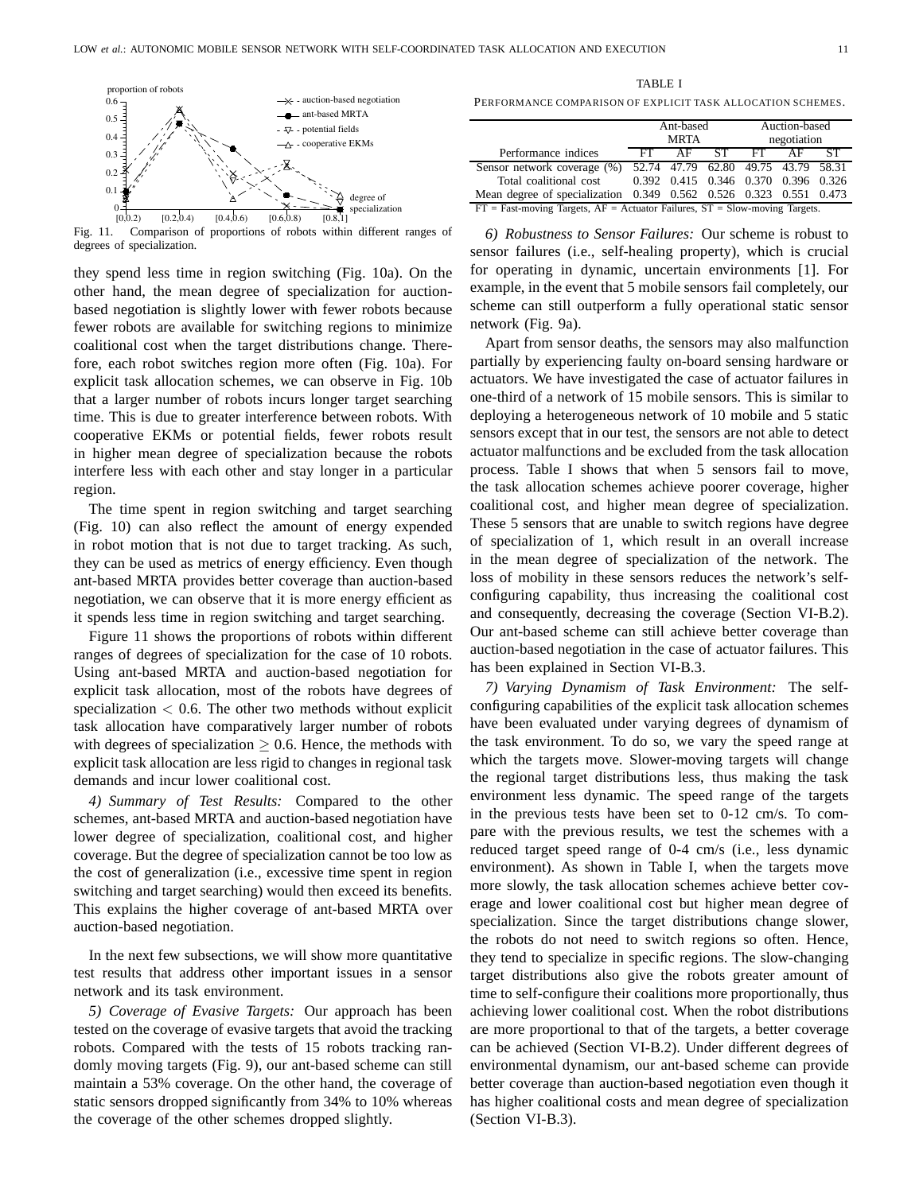Fig. 11. Comparison of proportions of robots within different ranges of degrees of specialization.

they spend less time in region switching (Fig. 10a). On the other hand, the mean degree of specialization for auction-based negotiation is slightly lower with fewer robots because fewer robots are available for switching regions to minimize coalitional cost when the target distributions change. Therefore, each robot switches region more often (Fig. 10a). For explicit task allocation schemes, we can observe in Fig. 10b that a larger number of robots incurs longer target searching time. This is due to greater interference between robots. With cooperative EKMs or potential fields, fewer robots result in higher mean degree of specialization because the robots interfere less with each other and stay longer in a particular region.

The time spent in region switching and target searching (Fig. 10) can also reflect the amount of energy expended in robot motion that is not due to target tracking. As such, they can be used as metrics of energy efficiency. Even though ant-based MRTA provides better coverage than auction-based negotiation, we can observe that it is more energy efficient as it spends less time in region switching and target searching.

Figure 11 shows the proportions of robots within different ranges of degrees of specialization for the case of 10 robots. Using ant-based MRTA and auction-based negotiation for explicit task allocation, most of the robots have degrees of specialization $< 0.6$. The other two methods without explicit task allocation have comparatively larger number of robots with degrees of specialization $\geq 0.6$. Hence, the methods with explicit task allocation are less rigid to changes in regional task demands and incur lower coalitional cost.

*4) Summary of Test Results:* Compared to the other schemes, ant-based MRTA and auction-based negotiation have lower degree of specialization, coalitional cost, and higher coverage. But the degree of specialization cannot be too low as the cost of generalization (i.e., excessive time spent in region switching and target searching) would then exceed its benefits. This explains the higher coverage of ant-based MRTA over auction-based negotiation.

In the next few subsections, we will show more quantitative test results that address other important issues in a sensor network and its task environment.

*5) Coverage of Evasive Targets:* Our approach has been tested on the coverage of evasive targets that avoid the tracking robots. Compared with the tests of 15 robots tracking randomly moving targets (Fig. 9), our ant-based scheme can still maintain a 53% coverage. On the other hand, the coverage of static sensors dropped significantly from 34% to 10% whereas the coverage of the other schemes dropped slightly.

TABLE I

PERFORMANCE COMPARISON OF EXPLICIT TASK ALLOCATION SCHEMES.

| | Ant-based MRTA | | | Auction-based negotiation | | |
|---|---|---|---|---|---|---|
| Performance indices | FT | AF | ST | FT | AF | ST |
| Sensor network coverage (%) | 52.74 | 47.79 | 62.80 | 49.75 | 43.79 | 58.31 |
| Total coalitional cost | 0.392 | 0.415 | 0.346 | 0.370 | 0.396 | 0.326 |
| Mean degree of specialization | 0.349 | 0.562 | 0.526 | 0.323 | 0.551 | 0.473 |

FT = Fast-moving Targets, AF = Actuator Failures, ST = Slow-moving Targets.

*6) Robustness to Sensor Failures:* Our scheme is robust to sensor failures (i.e., self-healing property), which is crucial for operating in dynamic, uncertain environments [1]. For example, in the event that 5 mobile sensors fail completely, our scheme can still outperform a fully operational static sensor network (Fig. 9a).

Apart from sensor deaths, the sensors may also malfunction partially by experiencing faulty on-board sensing hardware or actuators. We have investigated the case of actuator failures in one-third of a network of 15 mobile sensors. This is similar to deploying a heterogeneous network of 10 mobile and 5 static sensors except that in our test, the sensors are not able to detect actuator malfunctions and be excluded from the task allocation process. Table I shows that when 5 sensors fail to move, the task allocation schemes achieve poorer coverage, higher coalitional cost, and higher mean degree of specialization. These 5 sensors that are unable to switch regions have degree of specialization of 1, which result in an overall increase in the mean degree of specialization of the network. The loss of mobility in these sensors reduces the network's self-configuring capability, thus increasing the coalitional cost and consequently, decreasing the coverage (Section VI-B.2). Our ant-based scheme can still achieve better coverage than auction-based negotiation in the case of actuator failures. This has been explained in Section VI-B.3.

*7) Varying Dynamism of Task Environment:* The self-configuring capabilities of the explicit task allocation schemes have been evaluated under varying degrees of dynamism of the task environment. To do so, we vary the speed range at which the targets move. Slower-moving targets will change the regional target distributions less, thus making the task environment less dynamic. The speed range of the targets in the previous tests have been set to 0-12 cm/s. To compare with the previous results, we test the schemes with a reduced target speed range of 0-4 cm/s (i.e., less dynamic environment). As shown in Table I, when the targets move more slowly, the task allocation schemes achieve better coverage and lower coalitional cost but higher mean degree of specialization. Since the target distributions change slower, the robots do not need to switch regions so often. Hence, they tend to specialize in specific regions. The slow-changing target distributions also give the robots greater amount of time to self-configure their coalitions more proportionally, thus achieving lower coalitional cost. When the robot distributions are more proportional to that of the targets, a better coverage can be achieved (Section VI-B.2). Under different degrees of environmental dynamism, our ant-based scheme can provide better coverage than auction-based negotiation even though it has higher coalitional costs and mean degree of specialization (Section VI-B.3).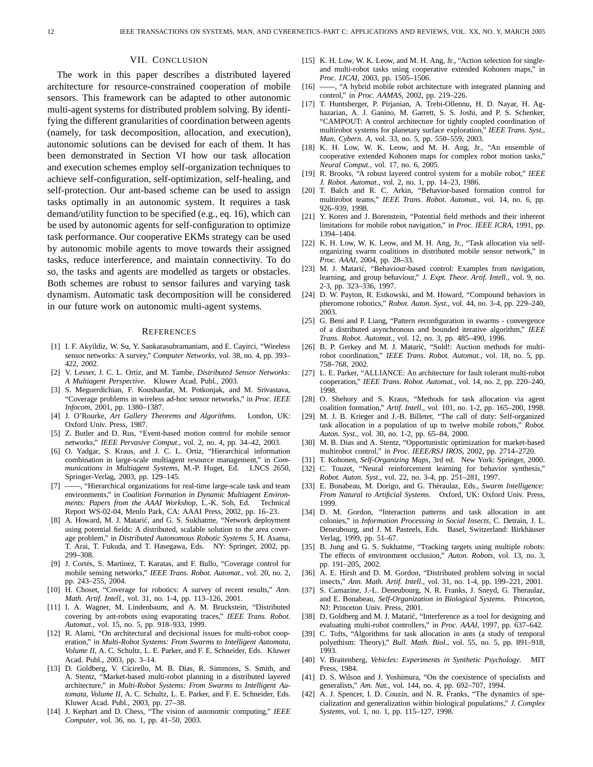## VII. Conclusion

The work in this paper describes a distributed layered architecture for resource-constrained cooperation of mobile sensors. This framework can be adapted to other autonomic multi-agent systems for distributed problem solving. By identifying the different granularities of coordination between agents (namely, for task decomposition, allocation, and execution), autonomic solutions can be devised for each of them. It has been demonstrated in Section VI how our task allocation and execution schemes employ self-organization techniques to achieve self-configuration, self-optimization, self-healing, and self-protection. Our ant-based scheme can be used to assign tasks optimally in an autonomic system. It requires a task demand/utility function to be specified (e.g., eq. 16), which can be used by autonomic agents for self-configuration to optimize task performance. Our cooperative EKMs strategy can be used by autonomic mobile agents to move towards their assigned tasks, reduce interference, and maintain connectivity. To do so, the tasks and agents are modelled as targets or obstacles. Both schemes are robust to sensor failures and varying task dynamism. Automatic task decomposition will be considered in our future work on autonomic multi-agent systems.

## References

[1] I. F. Akyildiz, W. Su, Y. Sankarasubramaniam, and E. Cayirci, "Wireless sensor networks: A survey," *Computer Networks*, vol. 38, no. 4, pp. 393–422, 2002.

[2] V. Lesser, J. C. L. Ortiz, and M. Tambe, *Distributed Sensor Networks: A Multiagent Perspective*. Kluwer Acad. Publ., 2003.

[3] S. Meguerdichian, F. Koushanfar, M. Potkonjak, and M. Srivastava, "Coverage problems in wireless ad-hoc sensor networks," in *Proc. IEEE Infocom*, 2001, pp. 1380–1387.

[4] J. O'Rourke, *Art Gallery Theorems and Algorithms*. London, UK: Oxford Univ. Press, 1987.

[5] Z. Butler and D. Rus, "Event-based motion control for mobile sensor networks," *IEEE Pervasive Comput.*, vol. 2, no. 4, pp. 34–42, 2003.

[6] O. Yadgar, S. Kraus, and J. C. L. Ortiz, "Hierarchical information combination in large-scale multiagent resource management," in *Communications in Multiagent Systems*, M.-P. Huget, Ed. LNCS 2650, Springer-Verlag, 2003, pp. 129–145.

[7] ——, "Hierarchical organizations for real-time large-scale task and team environments," in *Coalition Formation in Dynamic Multiagent Environments: Papers from the AAAI Workshop*, L.-K. Soh, Ed. Technical Report WS-02-04, Menlo Park, CA: AAAI Press, 2002, pp. 16–23.

[8] A. Howard, M. J. Matarić, and G. S. Sukhatme, "Network deployment using potential fields: A distributed, scalable solution to the area coverage problem," in *Distributed Autonomous Robotic Systems 5*, H. Asama, T. Arai, T. Fukuda, and T. Hasegawa, Eds. NY: Springer, 2002, pp. 299–308.

[9] J. Cortés, S. Martínez, T. Karatas, and F. Bullo, "Coverage control for mobile sensing networks," *IEEE Trans. Robot. Automat.*, vol. 20, no. 2, pp. 243–255, 2004.

[10] H. Choset, "Coverage for robotics: A survey of recent results," *Ann. Math. Artif. Intell.*, vol. 31, no. 1-4, pp. 113–126, 2001.

[11] I. A. Wagner, M. Lindenbaum, and A. M. Bruckstein, "Distributed covering by ant-robots using evaporating traces," *IEEE Trans. Robot. Automat.*, vol. 15, no. 5, pp. 918–933, 1999.

[12] R. Alami, "On architectural and decisional issues for multi-robot cooperation," in *Multi-Robot Systems: From Swarms to Intelligent Automata, Volume II*, A. C. Schultz, L. E. Parker, and F. E. Schneider, Eds. Kluwer Acad. Publ., 2003, pp. 3–14.

[13] D. Goldberg, V. Cicirello, M. B. Dias, R. Simmons, S. Smith, and A. Stentz, "Market-based multi-robot planning in a distributed layered architecture," in *Multi-Robot Systems: From Swarms to Intelligent Automata, Volume II*, A. C. Schultz, L. E. Parker, and F. E. Schneider, Eds. Kluwer Acad. Publ., 2003, pp. 27–38.

[14] J. Kephart and D. Chess, "The vision of autonomic computing," *IEEE Computer*, vol. 36, no. 1, pp. 41–50, 2003.

[15] K. H. Low, W. K. Leow, and M. H. Ang, Jr., "Action selection for single- and multi-robot tasks using cooperative extended Kohonen maps," in *Proc. IJCAI*, 2003, pp. 1505–1506.

[16] ——, "A hybrid mobile robot architecture with integrated planning and control," in *Proc. AAMAS*, 2002, pp. 219–226.

[17] T. Huntsberger, P. Pirjanian, A. Trebi-Ollennu, H. D. Nayar, H. Aghazarian, A. J. Ganino, M. Garrett, S. S. Joshi, and P. S. Schenker, "CAMPOUT: A control architecture for tightly coupled coordination of multirobot systems for planetary surface exploration," *IEEE Trans. Syst., Man, Cybern. A*, vol. 33, no. 5, pp. 550–559, 2003.

[18] K. H. Low, W. K. Leow, and M. H. Ang, Jr., "An ensemble of cooperative extended Kohonen maps for complex robot motion tasks," *Neural Comput.*, vol. 17, no. 6, 2005.

[19] R. Brooks, "A robust layered control system for a mobile robot," *IEEE J. Robot. Automat.*, vol. 2, no. 1, pp. 14–23, 1986.

[20] T. Balch and R. C. Arkin, "Behavior-based formation control for multirobot teams," *IEEE Trans. Robot. Automat.*, vol. 14, no. 6, pp. 926–939, 1998.

[21] Y. Koren and J. Borenstein, "Potential field methods and their inherent limitations for mobile robot navigation," in *Proc. IEEE ICRA*, 1991, pp. 1394–1404.

[22] K. H. Low, W. K. Leow, and M. H. Ang, Jr., "Task allocation via self-organizing swarm coalitions in distributed mobile sensor network," in *Proc. AAAI*, 2004, pp. 28–33.

[23] M. J. Matarić, "Behaviour-based control: Examples from navigation, learning, and group behaviour," *J. Expt. Theor. Artif. Intell.*, vol. 9, no. 2-3, pp. 323–336, 1997.

[24] D. W. Payton, R. Estkowski, and M. Howard, "Compound behaviors in pheromone robotics," *Robot. Auton. Syst.*, vol. 44, no. 3-4, pp. 229–240, 2003.

[25] G. Beni and P. Liang, "Pattern reconfiguration in swarms - convergence of a distributed asynchronous and bounded iterative algorithm," *IEEE Trans. Robot. Automat.*, vol. 12, no. 3, pp. 485–490, 1996.

[26] B. P. Gerkey and M. J. Matarić, "Sold!: Auction methods for multi-robot coordination," *IEEE Trans. Robot. Automat.*, vol. 18, no. 5, pp. 758–768, 2002.

[27] L. E. Parker, "ALLIANCE: An architecture for fault tolerant multi-robot cooperation," *IEEE Trans. Robot. Automat.*, vol. 14, no. 2, pp. 220–240, 1998.

[28] O. Shehory and S. Kraus, "Methods for task allocation via agent coalition formation," *Artif. Intell.*, vol. 101, no. 1-2, pp. 165–200, 1998.

[29] M. J. B. Krieger and J.-B. Billeter, "The call of duty: Self-organized task allocation in a population of up to twelve mobile robots," *Robot. Auton. Syst.*, vol. 30, no. 1-2, pp. 65–84, 2000.

[30] M. B. Dias and A. Stentz, "Opportunistic optimization for market-based multirobot control," in *Proc. IEEE/RSJ IROS*, 2002, pp. 2714–2720.

[31] T. Kohonen, *Self-Organizing Maps*, 3rd ed. New York: Springer, 2000.

[32] C. Touzet, "Neural reinforcement learning for behavior synthesis," *Robot. Auton. Syst.*, vol. 22, no. 3-4, pp. 251–281, 1997.

[33] E. Bonabeau, M. Dorigo, and G. Théraulaz, Eds., *Swarm Intelligence: From Natural to Artificial Systems*. Oxford, UK: Oxford Univ. Press, 1999.

[34] D. M. Gordon, "Interaction patterns and task allocation in ant colonies," in *Information Processing in Social Insects*, C. Detrain, J. L. Deneubourg, and J. M. Pasteels, Eds. Basel, Switzerland: Birkhäuser Verlag, 1999, pp. 51–67.

[35] B. Jung and G. S. Sukhatme, "Tracking targets using multiple robots: The effects of environment occlusion," *Auton. Robots*, vol. 13, no. 3, pp. 191–205, 2002.

[36] A. E. Hirsh and D. M. Gordon, "Distributed problem solving in social insects," *Ann. Math. Artif. Intell.*, vol. 31, no. 1-4, pp. 199–221, 2001.

[37] S. Camazine, J.-L. Deneubourg, N. R. Franks, J. Sneyd, G. Theraulaz, and E. Bonabeau, *Self-Organization in Biological Systems*. Princeton, NJ: Princeton Univ. Press, 2001.

[38] D. Goldberg and M. J. Matarić, "Interference as a tool for designing and evaluating multi-robot controllers," in *Proc. AAAI*, 1997, pp. 637–642.

[39] C. Tofts, "Algorithms for task allocation in ants (a study of temporal polyethism: Theory)," *Bull. Math. Biol.*, vol. 55, no. 5, pp. 891–918, 1993.

[40] V. Braitenberg, *Vehicles: Experiments in Synthetic Psychology*. MIT Press, 1984.

[41] D. S. Wilson and J. Yoshimura, "On the coexistence of specialists and generalists," *Am. Nat.*, vol. 144, no. 4, pp. 692–707, 1994.

[42] A. J. Spencer, I. D. Couzin, and N. R. Franks, "The dynamics of specialization and generalization within biological populations," *J. Complex Systems*, vol. 1, no. 1, pp. 115–127, 1998.